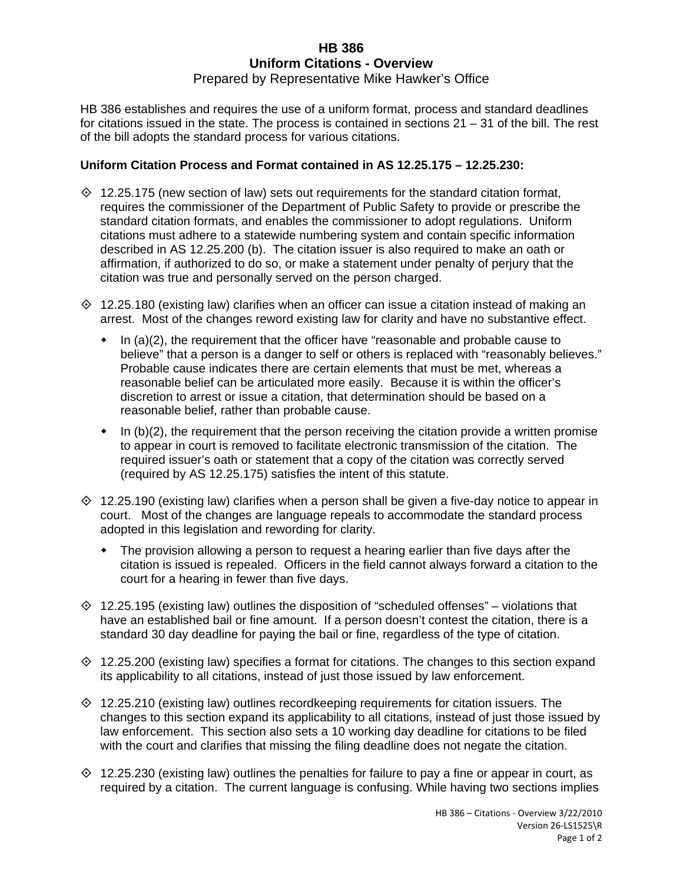# HB 386
## Uniform Citations - Overview
Prepared by Representative Mike Hawker's Office

HB 386 establishes and requires the use of a uniform format, process and standard deadlines for citations issued in the state. The process is contained in sections 21 – 31 of the bill. The rest of the bill adopts the standard process for various citations.

**Uniform Citation Process and Format contained in AS 12.25.175 – 12.25.230:**

- 12.25.175 (new section of law) sets out requirements for the standard citation format, requires the commissioner of the Department of Public Safety to provide or prescribe the standard citation formats, and enables the commissioner to adopt regulations. Uniform citations must adhere to a statewide numbering system and contain specific information described in AS 12.25.200 (b). The citation issuer is also required to make an oath or affirmation, if authorized to do so, or make a statement under penalty of perjury that the citation was true and personally served on the person charged.

- 12.25.180 (existing law) clarifies when an officer can issue a citation instead of making an arrest. Most of the changes reword existing law for clarity and have no substantive effect.
  - In (a)(2), the requirement that the officer have "reasonable and probable cause to believe" that a person is a danger to self or others is replaced with "reasonably believes." Probable cause indicates there are certain elements that must be met, whereas a reasonable belief can be articulated more easily. Because it is within the officer's discretion to arrest or issue a citation, that determination should be based on a reasonable belief, rather than probable cause.
  - In (b)(2), the requirement that the person receiving the citation provide a written promise to appear in court is removed to facilitate electronic transmission of the citation. The required issuer's oath or statement that a copy of the citation was correctly served (required by AS 12.25.175) satisfies the intent of this statute.

- 12.25.190 (existing law) clarifies when a person shall be given a five-day notice to appear in court. Most of the changes are language repeals to accommodate the standard process adopted in this legislation and rewording for clarity.
  - The provision allowing a person to request a hearing earlier than five days after the citation is issued is repealed. Officers in the field cannot always forward a citation to the court for a hearing in fewer than five days.

- 12.25.195 (existing law) outlines the disposition of "scheduled offenses" – violations that have an established bail or fine amount. If a person doesn't contest the citation, there is a standard 30 day deadline for paying the bail or fine, regardless of the type of citation.

- 12.25.200 (existing law) specifies a format for citations. The changes to this section expand its applicability to all citations, instead of just those issued by law enforcement.

- 12.25.210 (existing law) outlines recordkeeping requirements for citation issuers. The changes to this section expand its applicability to all citations, instead of just those issued by law enforcement. This section also sets a 10 working day deadline for citations to be filed with the court and clarifies that missing the filing deadline does not negate the citation.

- 12.25.230 (existing law) outlines the penalties for failure to pay a fine or appear in court, as required by a citation. The current language is confusing. While having two sections implies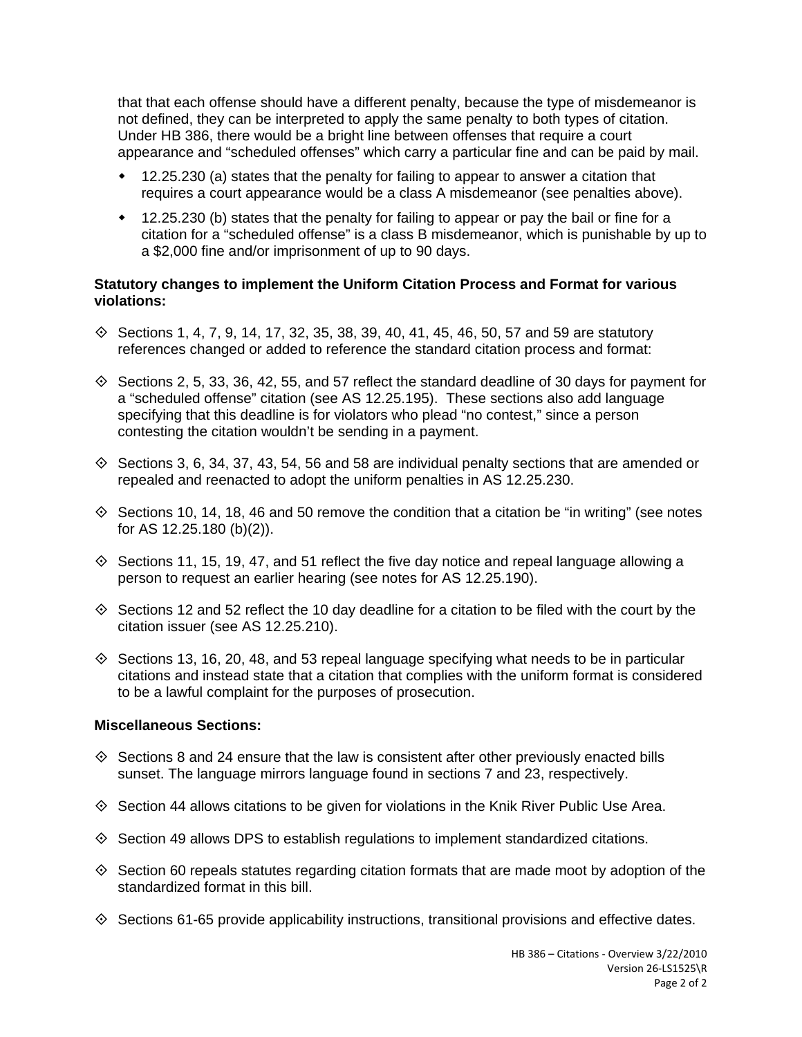that that each offense should have a different penalty, because the type of misdemeanor is not defined, they can be interpreted to apply the same penalty to both types of citation. Under HB 386, there would be a bright line between offenses that require a court appearance and "scheduled offenses" which carry a particular fine and can be paid by mail.

- 12.25.230 (a) states that the penalty for failing to appear to answer a citation that requires a court appearance would be a class A misdemeanor (see penalties above).
- 12.25.230 (b) states that the penalty for failing to appear or pay the bail or fine for a citation for a "scheduled offense" is a class B misdemeanor, which is punishable by up to a $2,000 fine and/or imprisonment of up to 90 days.

**Statutory changes to implement the Uniform Citation Process and Format for various violations:**

- Sections 1, 4, 7, 9, 14, 17, 32, 35, 38, 39, 40, 41, 45, 46, 50, 57 and 59 are statutory references changed or added to reference the standard citation process and format:
- Sections 2, 5, 33, 36, 42, 55, and 57 reflect the standard deadline of 30 days for payment for a "scheduled offense" citation (see AS 12.25.195). These sections also add language specifying that this deadline is for violators who plead "no contest," since a person contesting the citation wouldn't be sending in a payment.
- Sections 3, 6, 34, 37, 43, 54, 56 and 58 are individual penalty sections that are amended or repealed and reenacted to adopt the uniform penalties in AS 12.25.230.
- Sections 10, 14, 18, 46 and 50 remove the condition that a citation be "in writing" (see notes for AS 12.25.180 (b)(2)).
- Sections 11, 15, 19, 47, and 51 reflect the five day notice and repeal language allowing a person to request an earlier hearing (see notes for AS 12.25.190).
- Sections 12 and 52 reflect the 10 day deadline for a citation to be filed with the court by the citation issuer (see AS 12.25.210).
- Sections 13, 16, 20, 48, and 53 repeal language specifying what needs to be in particular citations and instead state that a citation that complies with the uniform format is considered to be a lawful complaint for the purposes of prosecution.

**Miscellaneous Sections:**

- Sections 8 and 24 ensure that the law is consistent after other previously enacted bills sunset. The language mirrors language found in sections 7 and 23, respectively.
- Section 44 allows citations to be given for violations in the Knik River Public Use Area.
- Section 49 allows DPS to establish regulations to implement standardized citations.
- Section 60 repeals statutes regarding citation formats that are made moot by adoption of the standardized format in this bill.
- Sections 61-65 provide applicability instructions, transitional provisions and effective dates.